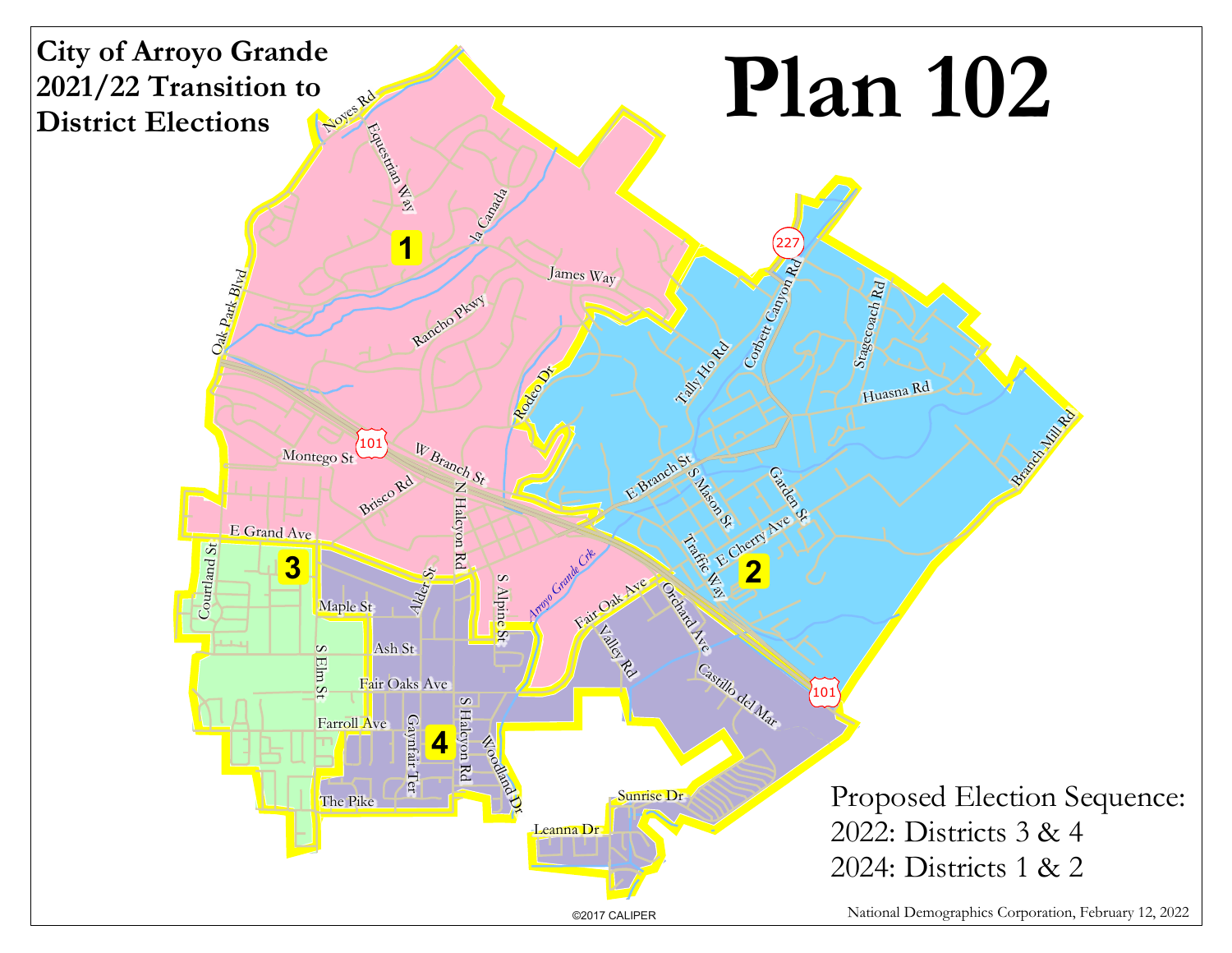# City of Arroyo Grande 2021/22 Transition to District Elections

# Plan 102

Proposed Election Sequence:

2022: Districts 3 & 4

2024: Districts 1 & 2

©2017 CALIPER

National Demographics Corporation, February 12, 2022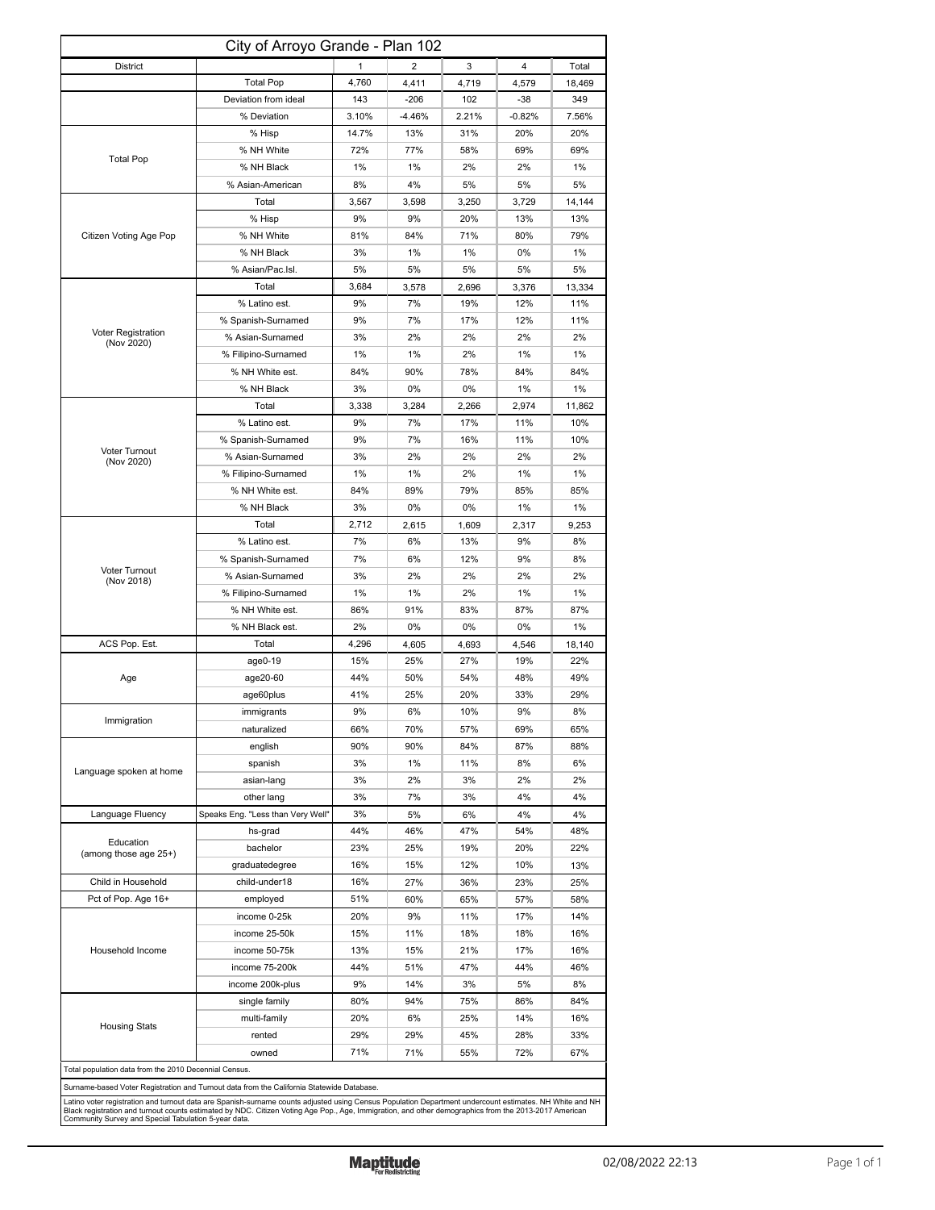# City of Arroyo Grande - Plan 102

| District | | 1 | 2 | 3 | 4 | Total |
|---|---|---|---|---|---|---|
| | Total Pop | 4,760 | 4,411 | 4,719 | 4,579 | 18,469 |
| | Deviation from ideal | 143 | -206 | 102 | -38 | 349 |
| | % Deviation | 3.10% | -4.46% | 2.21% | -0.82% | 7.56% |
| Total Pop | % Hisp | 14.7% | 13% | 31% | 20% | 20% |
| | % NH White | 72% | 77% | 58% | 69% | 69% |
| | % NH Black | 1% | 1% | 2% | 2% | 1% |
| | % Asian-American | 8% | 4% | 5% | 5% | 5% |
| Citizen Voting Age Pop | Total | 3,567 | 3,598 | 3,250 | 3,729 | 14,144 |
| | % Hisp | 9% | 9% | 20% | 13% | 13% |
| | % NH White | 81% | 84% | 71% | 80% | 79% |
| | % NH Black | 3% | 1% | 1% | 0% | 1% |
| | % Asian/Pac.Isl. | 5% | 5% | 5% | 5% | 5% |
| Voter Registration (Nov 2020) | Total | 3,684 | 3,578 | 2,696 | 3,376 | 13,334 |
| | % Latino est. | 9% | 7% | 19% | 12% | 11% |
| | % Spanish-Surnamed | 9% | 7% | 17% | 12% | 11% |
| | % Asian-Surnamed | 3% | 2% | 2% | 2% | 2% |
| | % Filipino-Surnamed | 1% | 1% | 2% | 1% | 1% |
| | % NH White est. | 84% | 90% | 78% | 84% | 84% |
| | % NH Black | 3% | 0% | 0% | 1% | 1% |
| Voter Turnout (Nov 2020) | Total | 3,338 | 3,284 | 2,266 | 2,974 | 11,862 |
| | % Latino est. | 9% | 7% | 17% | 11% | 10% |
| | % Spanish-Surnamed | 9% | 7% | 16% | 11% | 10% |
| | % Asian-Surnamed | 3% | 2% | 2% | 2% | 2% |
| | % Filipino-Surnamed | 1% | 1% | 2% | 1% | 1% |
| | % NH White est. | 84% | 89% | 79% | 85% | 85% |
| | % NH Black | 3% | 0% | 0% | 1% | 1% |
| Voter Turnout (Nov 2018) | Total | 2,712 | 2,615 | 1,609 | 2,317 | 9,253 |
| | % Latino est. | 7% | 6% | 13% | 9% | 8% |
| | % Spanish-Surnamed | 7% | 6% | 12% | 9% | 8% |
| | % Asian-Surnamed | 3% | 2% | 2% | 2% | 2% |
| | % Filipino-Surnamed | 1% | 1% | 2% | 1% | 1% |
| | % NH White est. | 86% | 91% | 83% | 87% | 87% |
| | % NH Black est. | 2% | 0% | 0% | 0% | 1% |
| ACS Pop. Est. | Total | 4,296 | 4,605 | 4,693 | 4,546 | 18,140 |
| Age | age0-19 | 15% | 25% | 27% | 19% | 22% |
| | age20-60 | 44% | 50% | 54% | 48% | 49% |
| | age60plus | 41% | 25% | 20% | 33% | 29% |
| Immigration | immigrants | 9% | 6% | 10% | 9% | 8% |
| | naturalized | 66% | 70% | 57% | 69% | 65% |
| Language spoken at home | english | 90% | 90% | 84% | 87% | 88% |
| | spanish | 3% | 1% | 11% | 8% | 6% |
| | asian-lang | 3% | 2% | 3% | 2% | 2% |
| | other lang | 3% | 7% | 3% | 4% | 4% |
| Language Fluency | Speaks Eng. "Less than Very Well" | 3% | 5% | 6% | 4% | 4% |
| Education (among those age 25+) | hs-grad | 44% | 46% | 47% | 54% | 48% |
| | bachelor | 23% | 25% | 19% | 20% | 22% |
| | graduatedegree | 16% | 15% | 12% | 10% | 13% |
| Child in Household | child-under18 | 16% | 27% | 36% | 23% | 25% |
| Pct of Pop. Age 16+ | employed | 51% | 60% | 65% | 57% | 58% |
| Household Income | income 0-25k | 20% | 9% | 11% | 17% | 14% |
| | income 25-50k | 15% | 11% | 18% | 18% | 16% |
| | income 50-75k | 13% | 15% | 21% | 17% | 16% |
| | income 75-200k | 44% | 51% | 47% | 44% | 46% |
| | income 200k-plus | 9% | 14% | 3% | 5% | 8% |
| Housing Stats | single family | 80% | 94% | 75% | 86% | 84% |
| | multi-family | 20% | 6% | 25% | 14% | 16% |
| | rented | 29% | 29% | 45% | 28% | 33% |
| | owned | 71% | 71% | 55% | 72% | 67% |

Total population data from the 2010 Decennial Census.

Surname-based Voter Registration and Turnout data from the California Statewide Database.

Latino voter registration and turnout data are Spanish-surname counts adjusted using Census Population Department undercount estimates. NH White and NH Black registration and turnout counts estimated by NDC. Citizen Voting Age Pop., Age, Immigration, and other demographics from the 2013-2017 American Community Survey and Special Tabulation 5-year data.

Maptitude For Redistricting 02/08/2022 22:13